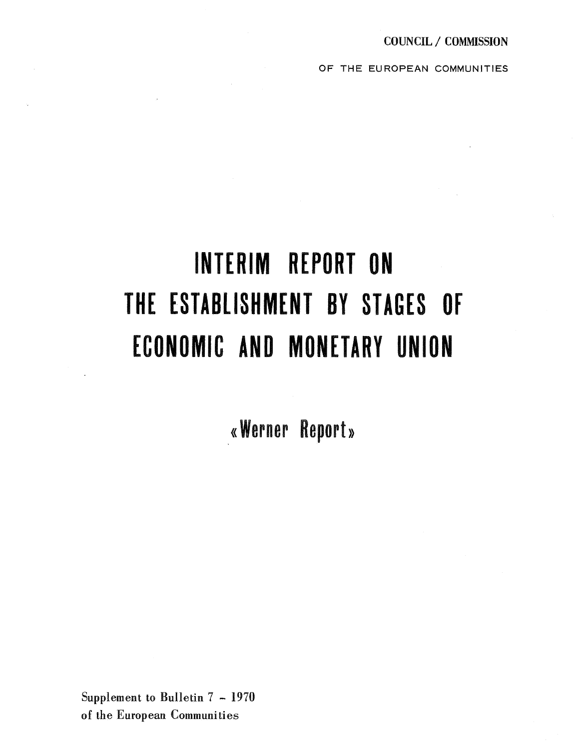COUNCIL / COMMISSION

OF THE EUROPEAN COMMUNITIES

# INTERIM REPORT ON THE ESTABLISHMENT BY STAGES OF ECONOMIC AND MONETARY UNION

## «Werner Report»

Supplement to Bulletin 7 – 1970
of the European Communities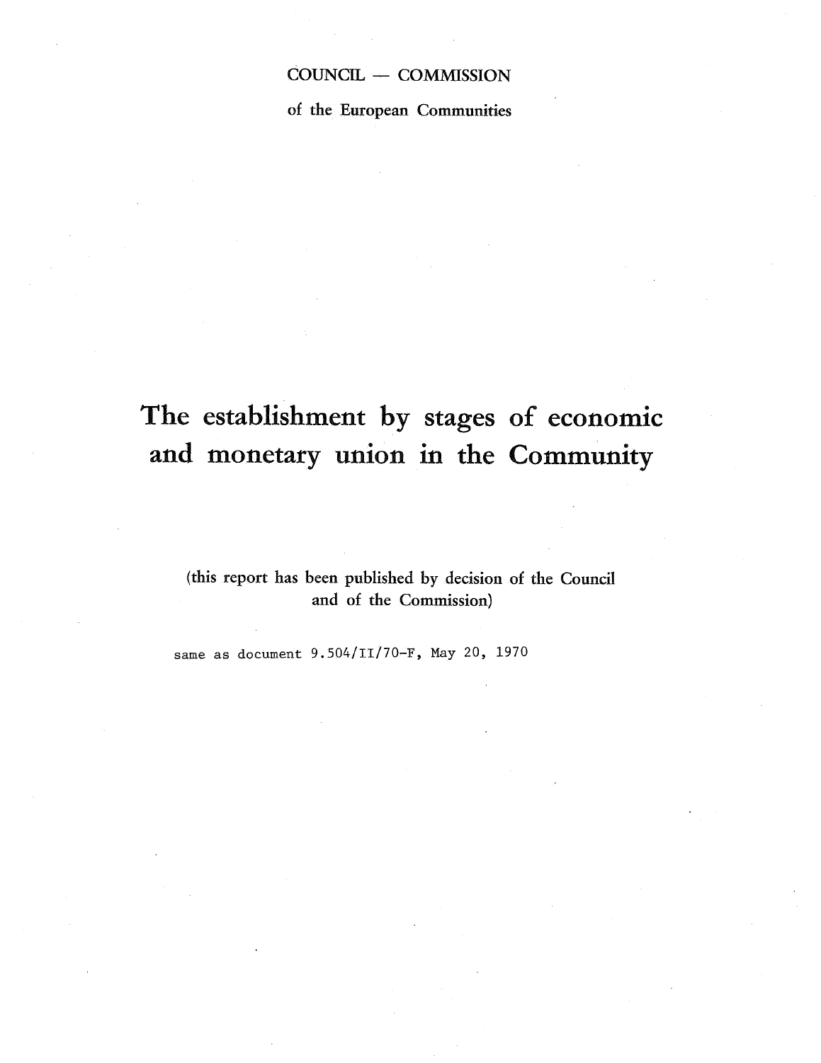COUNCIL — COMMISSION

of the European Communities

# The establishment by stages of economic and monetary union in the Community

(this report has been published by decision of the Council and of the Commission)

same as document 9.504/II/70-F, May 20, 1970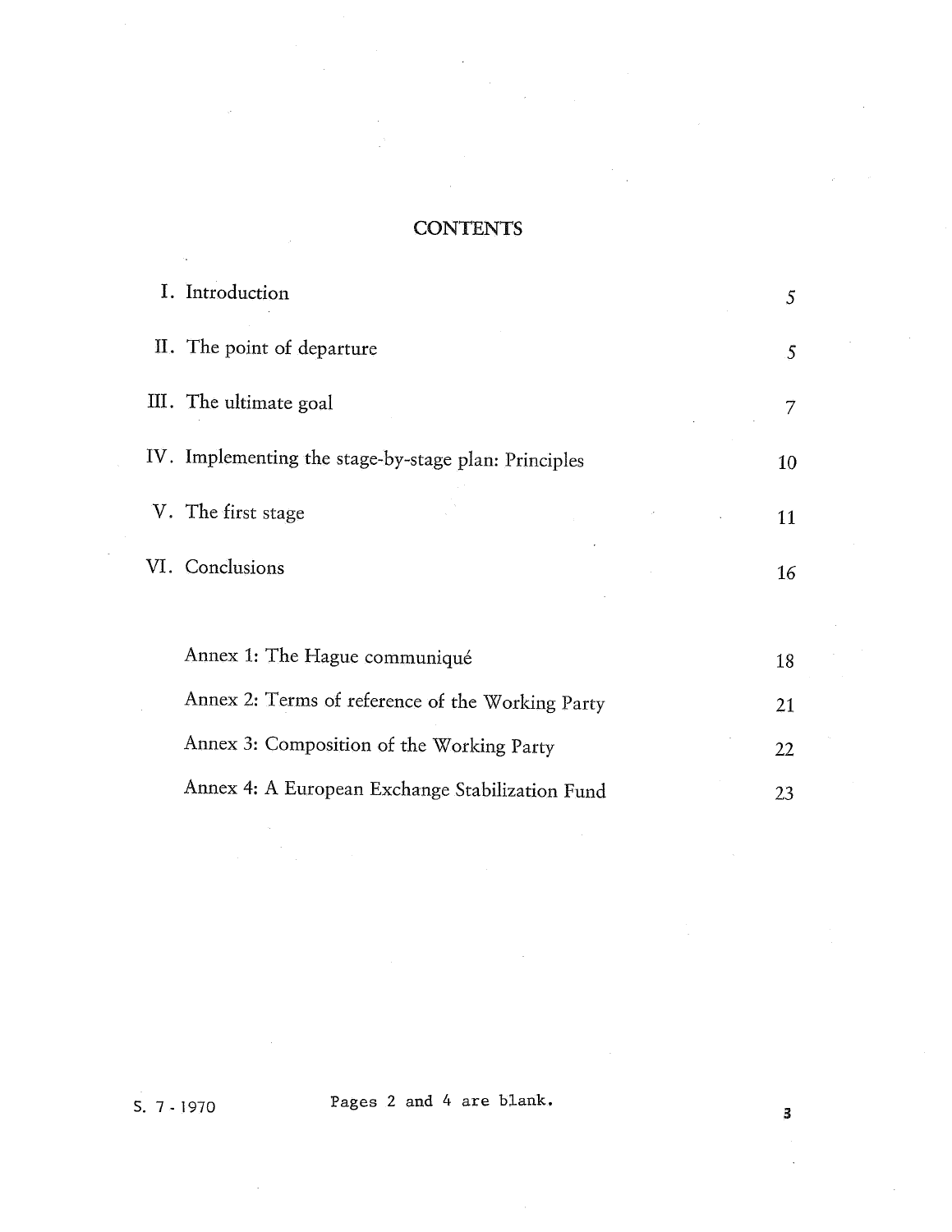# CONTENTS

| | |
|---|---|
| I. Introduction | 5 |
| II. The point of departure | 5 |
| III. The ultimate goal | 7 |
| IV. Implementing the stage-by-stage plan: Principles | 10 |
| V. The first stage | 11 |
| VI. Conclusions | 16 |
| Annex 1: The Hague communiqué | 18 |
| Annex 2: Terms of reference of the Working Party | 21 |
| Annex 3: Composition of the Working Party | 22 |
| Annex 4: A European Exchange Stabilization Fund | 23 |

S. 7 - 1970

Pages 2 and 4 are blank.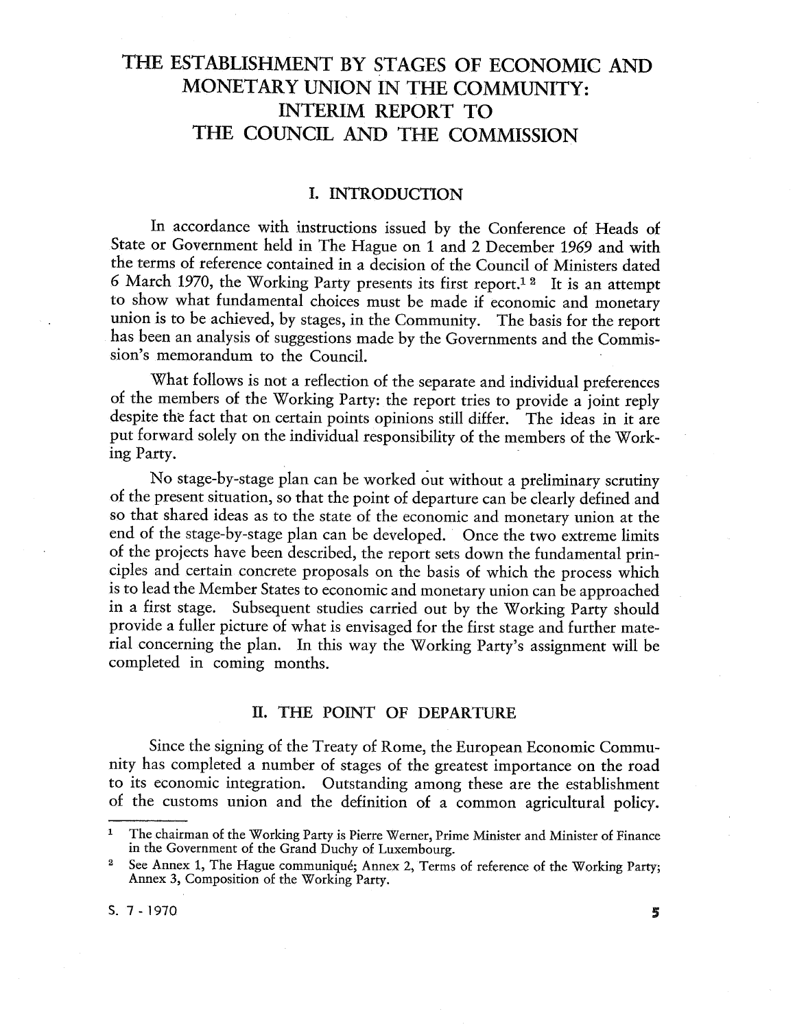# THE ESTABLISHMENT BY STAGES OF ECONOMIC AND MONETARY UNION IN THE COMMUNITY: INTERIM REPORT TO THE COUNCIL AND THE COMMISSION

## I. INTRODUCTION

In accordance with instructions issued by the Conference of Heads of State or Government held in The Hague on 1 and 2 December 1969 and with the terms of reference contained in a decision of the Council of Ministers dated 6 March 1970, the Working Party presents its first report.[1] [2] It is an attempt to show what fundamental choices must be made if economic and monetary union is to be achieved, by stages, in the Community. The basis for the report has been an analysis of suggestions made by the Governments and the Commission's memorandum to the Council.

What follows is not a reflection of the separate and individual preferences of the members of the Working Party: the report tries to provide a joint reply despite the fact that on certain points opinions still differ. The ideas in it are put forward solely on the individual responsibility of the members of the Working Party.

No stage-by-stage plan can be worked out without a preliminary scrutiny of the present situation, so that the point of departure can be clearly defined and so that shared ideas as to the state of the economic and monetary union at the end of the stage-by-stage plan can be developed. Once the two extreme limits of the projects have been described, the report sets down the fundamental principles and certain concrete proposals on the basis of which the process which is to lead the Member States to economic and monetary union can be approached in a first stage. Subsequent studies carried out by the Working Party should provide a fuller picture of what is envisaged for the first stage and further material concerning the plan. In this way the Working Party's assignment will be completed in coming months.

## II. THE POINT OF DEPARTURE

Since the signing of the Treaty of Rome, the European Economic Community has completed a number of stages of the greatest importance on the road to its economic integration. Outstanding among these are the establishment of the customs union and the definition of a common agricultural policy.

---

[1] The chairman of the Working Party is Pierre Werner, Prime Minister and Minister of Finance in the Government of the Grand Duchy of Luxembourg.

[2] See Annex 1, The Hague communiqué; Annex 2, Terms of reference of the Working Party; Annex 3, Composition of the Working Party.

S. 7 - 1970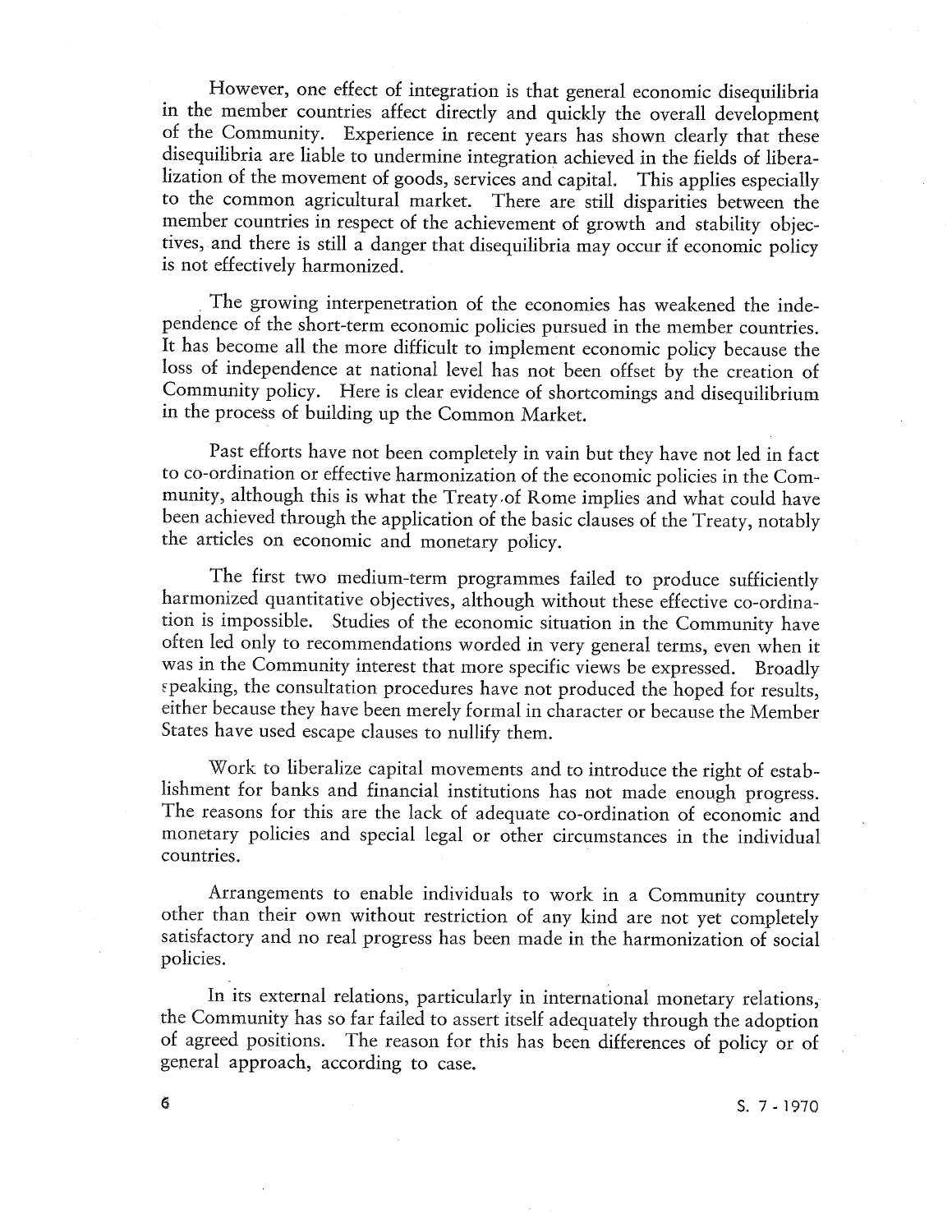However, one effect of integration is that general economic disequilibria in the member countries affect directly and quickly the overall development of the Community. Experience in recent years has shown clearly that these disequilibria are liable to undermine integration achieved in the fields of liberalization of the movement of goods, services and capital. This applies especially to the common agricultural market. There are still disparities between the member countries in respect of the achievement of growth and stability objectives, and there is still a danger that disequilibria may occur if economic policy is not effectively harmonized.

The growing interpenetration of the economies has weakened the independence of the short-term economic policies pursued in the member countries. It has become all the more difficult to implement economic policy because the loss of independence at national level has not been offset by the creation of Community policy. Here is clear evidence of shortcomings and disequilibrium in the process of building up the Common Market.

Past efforts have not been completely in vain but they have not led in fact to co-ordination or effective harmonization of the economic policies in the Community, although this is what the Treaty of Rome implies and what could have been achieved through the application of the basic clauses of the Treaty, notably the articles on economic and monetary policy.

The first two medium-term programmes failed to produce sufficiently harmonized quantitative objectives, although without these effective co-ordination is impossible. Studies of the economic situation in the Community have often led only to recommendations worded in very general terms, even when it was in the Community interest that more specific views be expressed. Broadly speaking, the consultation procedures have not produced the hoped for results, either because they have been merely formal in character or because the Member States have used escape clauses to nullify them.

Work to liberalize capital movements and to introduce the right of establishment for banks and financial institutions has not made enough progress. The reasons for this are the lack of adequate co-ordination of economic and monetary policies and special legal or other circumstances in the individual countries.

Arrangements to enable individuals to work in a Community country other than their own without restriction of any kind are not yet completely satisfactory and no real progress has been made in the harmonization of social policies.

In its external relations, particularly in international monetary relations, the Community has so far failed to assert itself adequately through the adoption of agreed positions. The reason for this has been differences of policy or of general approach, according to case.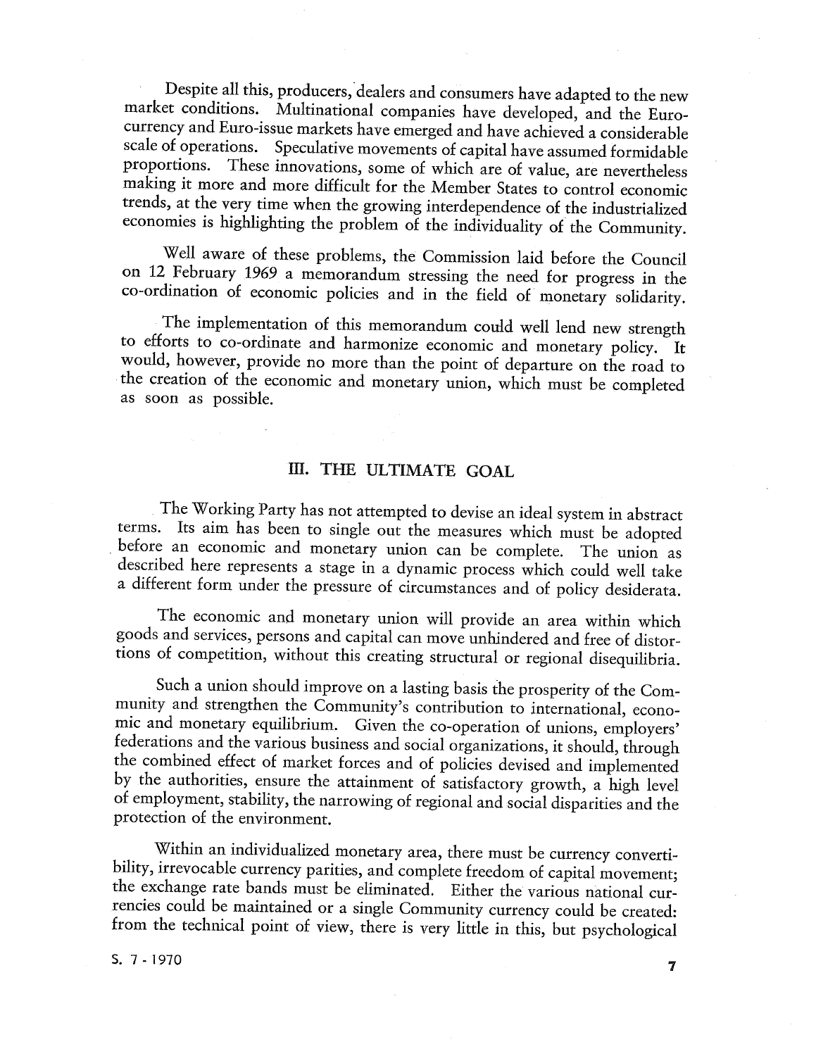Despite all this, producers, dealers and consumers have adapted to the new market conditions. Multinational companies have developed, and the Euro-currency and Euro-issue markets have emerged and have achieved a considerable scale of operations. Speculative movements of capital have assumed formidable proportions. These innovations, some of which are of value, are nevertheless making it more and more difficult for the Member States to control economic trends, at the very time when the growing interdependence of the industrialized economies is highlighting the problem of the individuality of the Community.

Well aware of these problems, the Commission laid before the Council on 12 February 1969 a memorandum stressing the need for progress in the co-ordination of economic policies and in the field of monetary solidarity.

The implementation of this memorandum could well lend new strength to efforts to co-ordinate and harmonize economic and monetary policy. It would, however, provide no more than the point of departure on the road to the creation of the economic and monetary union, which must be completed as soon as possible.

## III. THE ULTIMATE GOAL

The Working Party has not attempted to devise an ideal system in abstract terms. Its aim has been to single out the measures which must be adopted before an economic and monetary union can be complete. The union as described here represents a stage in a dynamic process which could well take a different form under the pressure of circumstances and of policy desiderata.

The economic and monetary union will provide an area within which goods and services, persons and capital can move unhindered and free of distortions of competition, without this creating structural or regional disequilibria.

Such a union should improve on a lasting basis the prosperity of the Community and strengthen the Community's contribution to international, economic and monetary equilibrium. Given the co-operation of unions, employers' federations and the various business and social organizations, it should, through the combined effect of market forces and of policies devised and implemented by the authorities, ensure the attainment of satisfactory growth, a high level of employment, stability, the narrowing of regional and social disparities and the protection of the environment.

Within an individualized monetary area, there must be currency convertibility, irrevocable currency parities, and complete freedom of capital movement; the exchange rate bands must be eliminated. Either the various national currencies could be maintained or a single Community currency could be created: from the technical point of view, there is very little in this, but psychological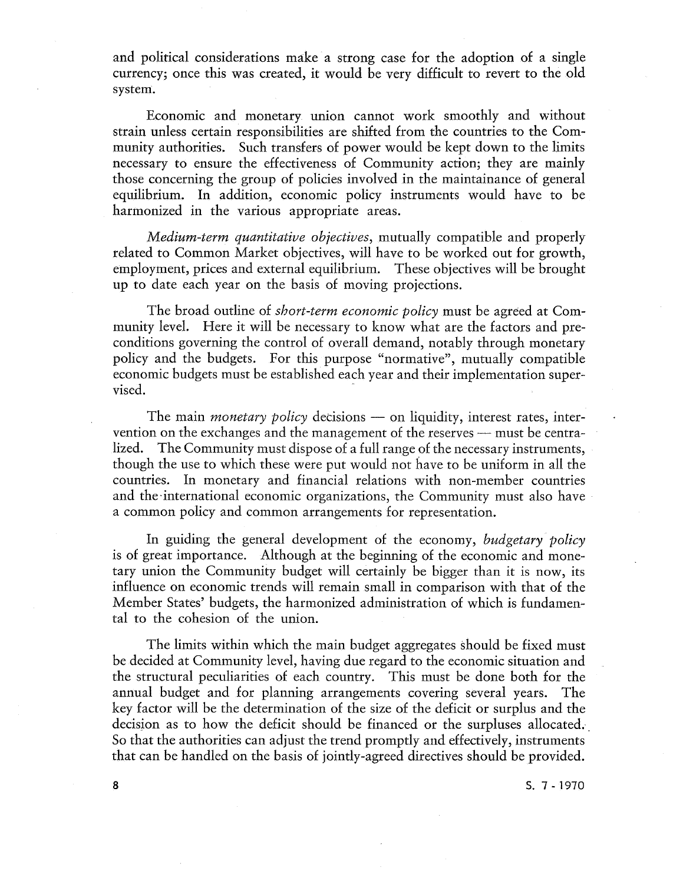and political considerations make a strong case for the adoption of a single currency; once this was created, it would be very difficult to revert to the old system.

Economic and monetary union cannot work smoothly and without strain unless certain responsibilities are shifted from the countries to the Community authorities. Such transfers of power would be kept down to the limits necessary to ensure the effectiveness of Community action; they are mainly those concerning the group of policies involved in the maintainance of general equilibrium. In addition, economic policy instruments would have to be harmonized in the various appropriate areas.

*Medium-term quantitative objectives*, mutually compatible and properly related to Common Market objectives, will have to be worked out for growth, employment, prices and external equilibrium. These objectives will be brought up to date each year on the basis of moving projections.

The broad outline of *short-term economic policy* must be agreed at Community level. Here it will be necessary to know what are the factors and preconditions governing the control of overall demand, notably through monetary policy and the budgets. For this purpose "normative", mutually compatible economic budgets must be established each year and their implementation supervised.

The main *monetary policy* decisions — on liquidity, interest rates, intervention on the exchanges and the management of the reserves — must be centralized. The Community must dispose of a full range of the necessary instruments, though the use to which these were put would not have to be uniform in all the countries. In monetary and financial relations with non-member countries and the international economic organizations, the Community must also have a common policy and common arrangements for representation.

In guiding the general development of the economy, *budgetary policy* is of great importance. Although at the beginning of the economic and monetary union the Community budget will certainly be bigger than it is now, its influence on economic trends will remain small in comparison with that of the Member States' budgets, the harmonized administration of which is fundamental to the cohesion of the union.

The limits within which the main budget aggregates should be fixed must be decided at Community level, having due regard to the economic situation and the structural peculiarities of each country. This must be done both for the annual budget and for planning arrangements covering several years. The key factor will be the determination of the size of the deficit or surplus and the decision as to how the deficit should be financed or the surpluses allocated. So that the authorities can adjust the trend promptly and effectively, instruments that can be handled on the basis of jointly-agreed directives should be provided.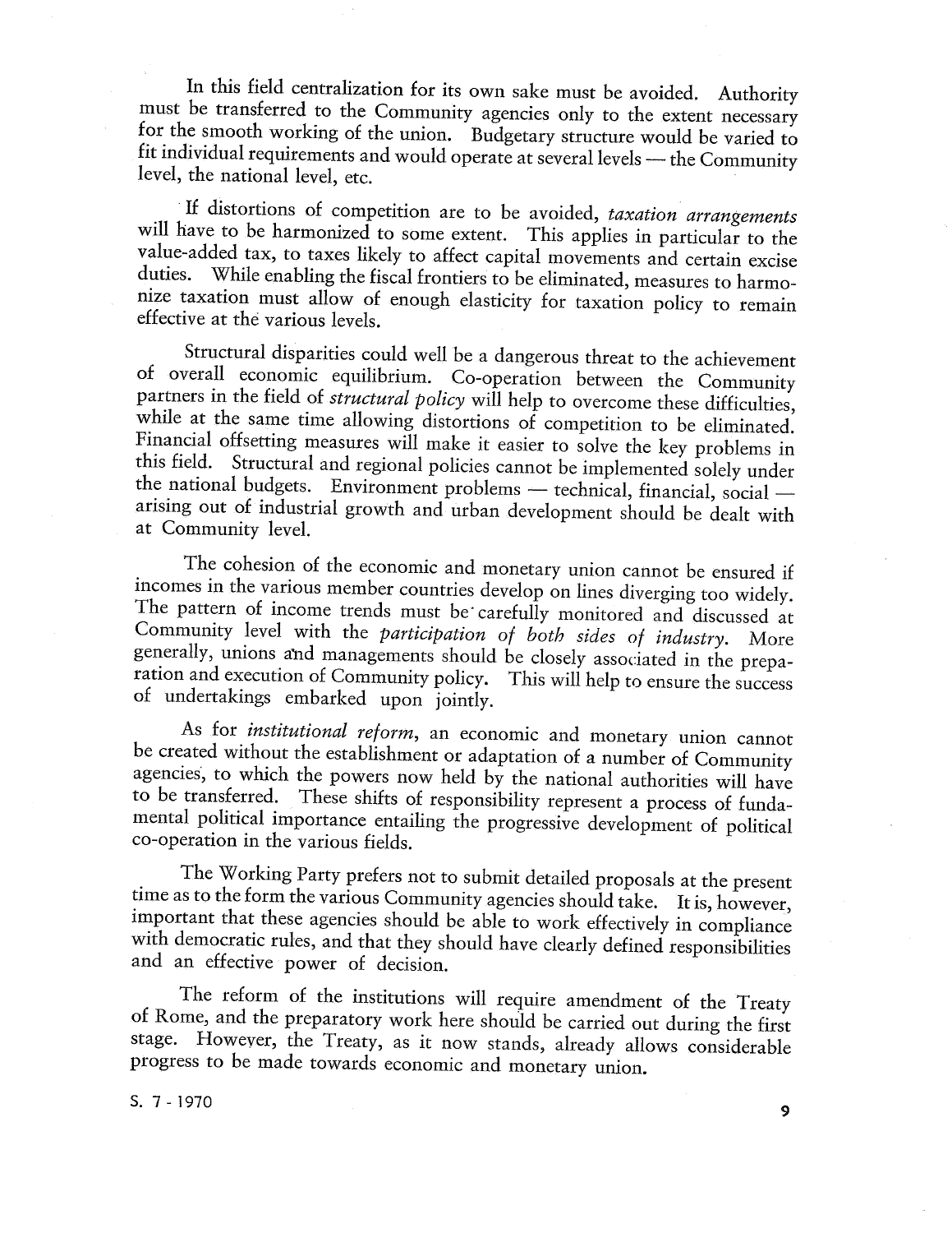In this field centralization for its own sake must be avoided. Authority must be transferred to the Community agencies only to the extent necessary for the smooth working of the union. Budgetary structure would be varied to fit individual requirements and would operate at several levels — the Community level, the national level, etc.

If distortions of competition are to be avoided, *taxation arrangements* will have to be harmonized to some extent. This applies in particular to the value-added tax, to taxes likely to affect capital movements and certain excise duties. While enabling the fiscal frontiers to be eliminated, measures to harmonize taxation must allow of enough elasticity for taxation policy to remain effective at the various levels.

Structural disparities could well be a dangerous threat to the achievement of overall economic equilibrium. Co-operation between the Community partners in the field of *structural policy* will help to overcome these difficulties, while at the same time allowing distortions of competition to be eliminated. Financial offsetting measures will make it easier to solve the key problems in this field. Structural and regional policies cannot be implemented solely under the national budgets. Environment problems — technical, financial, social — arising out of industrial growth and urban development should be dealt with at Community level.

The cohesion of the economic and monetary union cannot be ensured if incomes in the various member countries develop on lines diverging too widely. The pattern of income trends must be carefully monitored and discussed at Community level with the *participation of both sides of industry*. More generally, unions and managements should be closely associated in the preparation and execution of Community policy. This will help to ensure the success of undertakings embarked upon jointly.

As for *institutional reform*, an economic and monetary union cannot be created without the establishment or adaptation of a number of Community agencies, to which the powers now held by the national authorities will have to be transferred. These shifts of responsibility represent a process of fundamental political importance entailing the progressive development of political co-operation in the various fields.

The Working Party prefers not to submit detailed proposals at the present time as to the form the various Community agencies should take. It is, however, important that these agencies should be able to work effectively in compliance with democratic rules, and that they should have clearly defined responsibilities and an effective power of decision.

The reform of the institutions will require amendment of the Treaty of Rome, and the preparatory work here should be carried out during the first stage. However, the Treaty, as it now stands, already allows considerable progress to be made towards economic and monetary union.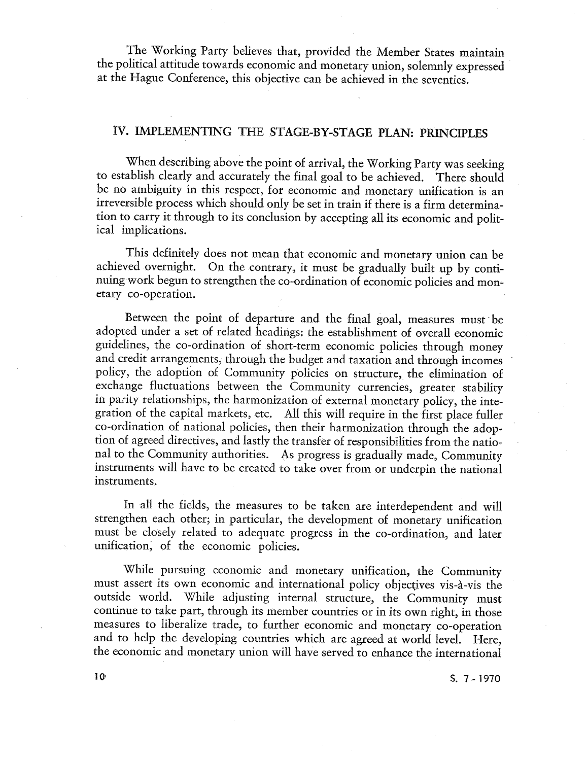The Working Party believes that, provided the Member States maintain the political attitude towards economic and monetary union, solemnly expressed at the Hague Conference, this objective can be achieved in the seventies.

## IV. IMPLEMENTING THE STAGE-BY-STAGE PLAN: PRINCIPLES

When describing above the point of arrival, the Working Party was seeking to establish clearly and accurately the final goal to be achieved. There should be no ambiguity in this respect, for economic and monetary unification is an irreversible process which should only be set in train if there is a firm determination to carry it through to its conclusion by accepting all its economic and political implications.

This definitely does not mean that economic and monetary union can be achieved overnight. On the contrary, it must be gradually built up by continuing work begun to strengthen the co-ordination of economic policies and monetary co-operation.

Between the point of departure and the final goal, measures must be adopted under a set of related headings: the establishment of overall economic guidelines, the co-ordination of short-term economic policies through money and credit arrangements, through the budget and taxation and through incomes policy, the adoption of Community policies on structure, the elimination of exchange fluctuations between the Community currencies, greater stability in parity relationships, the harmonization of external monetary policy, the integration of the capital markets, etc. All this will require in the first place fuller co-ordination of national policies, then their harmonization through the adoption of agreed directives, and lastly the transfer of responsibilities from the national to the Community authorities. As progress is gradually made, Community instruments will have to be created to take over from or underpin the national instruments.

In all the fields, the measures to be taken are interdependent and will strengthen each other; in particular, the development of monetary unification must be closely related to adequate progress in the co-ordination, and later unification, of the economic policies.

While pursuing economic and monetary unification, the Community must assert its own economic and international policy objectives vis-à-vis the outside world. While adjusting internal structure, the Community must continue to take part, through its member countries or in its own right, in those measures to liberalize trade, to further economic and monetary co-operation and to help the developing countries which are agreed at world level. Here, the economic and monetary union will have served to enhance the international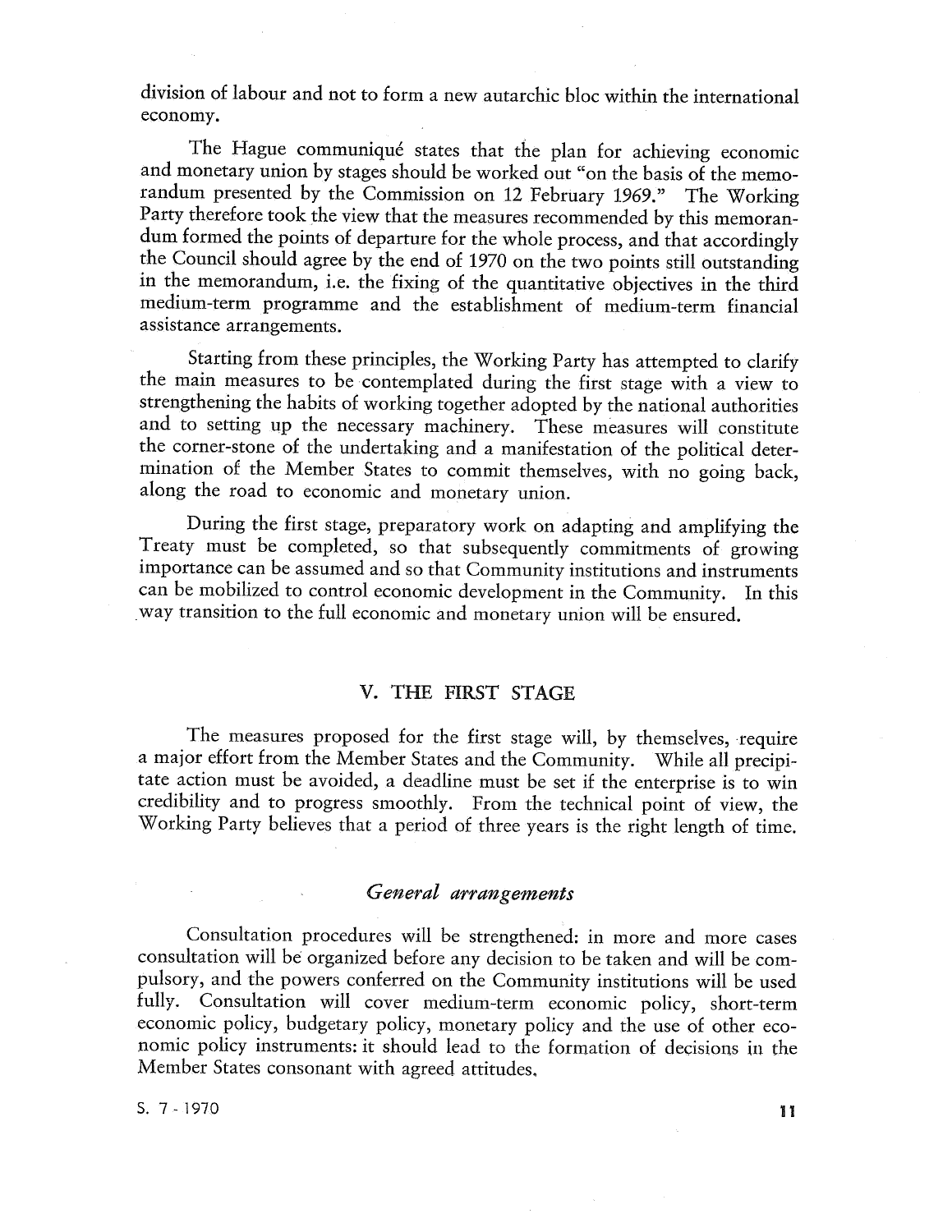division of labour and not to form a new autarchic bloc within the international economy.

The Hague communiqué states that the plan for achieving economic and monetary union by stages should be worked out "on the basis of the memorandum presented by the Commission on 12 February 1969." The Working Party therefore took the view that the measures recommended by this memorandum formed the points of departure for the whole process, and that accordingly the Council should agree by the end of 1970 on the two points still outstanding in the memorandum, i.e. the fixing of the quantitative objectives in the third medium-term programme and the establishment of medium-term financial assistance arrangements.

Starting from these principles, the Working Party has attempted to clarify the main measures to be contemplated during the first stage with a view to strengthening the habits of working together adopted by the national authorities and to setting up the necessary machinery. These measures will constitute the corner-stone of the undertaking and a manifestation of the political determination of the Member States to commit themselves, with no going back, along the road to economic and monetary union.

During the first stage, preparatory work on adapting and amplifying the Treaty must be completed, so that subsequently commitments of growing importance can be assumed and so that Community institutions and instruments can be mobilized to control economic development in the Community. In this way transition to the full economic and monetary union will be ensured.

## V. THE FIRST STAGE

The measures proposed for the first stage will, by themselves, require a major effort from the Member States and the Community. While all precipitate action must be avoided, a deadline must be set if the enterprise is to win credibility and to progress smoothly. From the technical point of view, the Working Party believes that a period of three years is the right length of time.

### *General arrangements*

Consultation procedures will be strengthened: in more and more cases consultation will be organized before any decision to be taken and will be compulsory, and the powers conferred on the Community institutions will be used fully. Consultation will cover medium-term economic policy, short-term economic policy, budgetary policy, monetary policy and the use of other economic policy instruments: it should lead to the formation of decisions in the Member States consonant with agreed attitudes.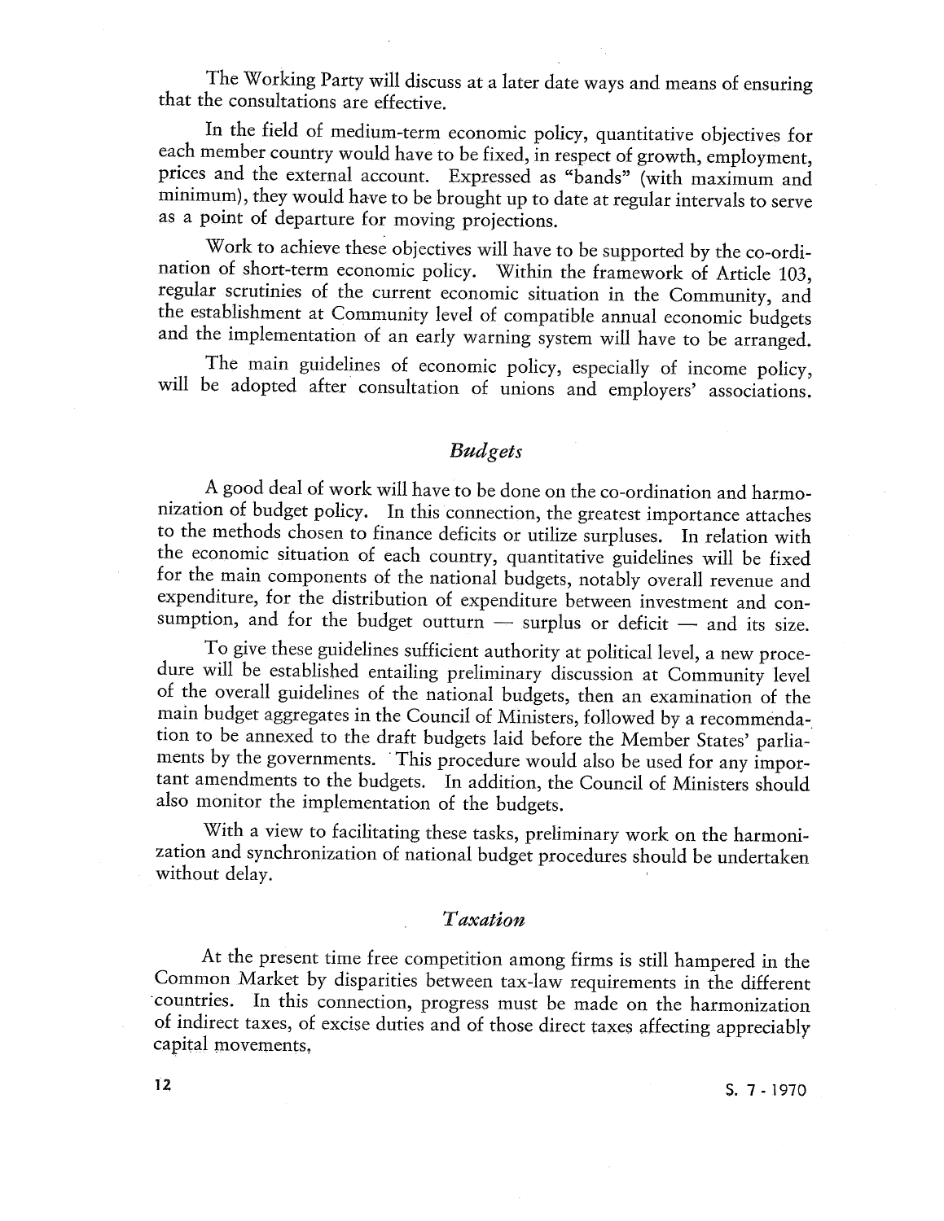The Working Party will discuss at a later date ways and means of ensuring that the consultations are effective.

In the field of medium-term economic policy, quantitative objectives for each member country would have to be fixed, in respect of growth, employment, prices and the external account. Expressed as "bands" (with maximum and minimum), they would have to be brought up to date at regular intervals to serve as a point of departure for moving projections.

Work to achieve these objectives will have to be supported by the co-ordination of short-term economic policy. Within the framework of Article 103, regular scrutinies of the current economic situation in the Community, and the establishment at Community level of compatible annual economic budgets and the implementation of an early warning system will have to be arranged.

The main guidelines of economic policy, especially of income policy, will be adopted after consultation of unions and employers' associations.

### *Budgets*

A good deal of work will have to be done on the co-ordination and harmonization of budget policy. In this connection, the greatest importance attaches to the methods chosen to finance deficits or utilize surpluses. In relation with the economic situation of each country, quantitative guidelines will be fixed for the main components of the national budgets, notably overall revenue and expenditure, for the distribution of expenditure between investment and consumption, and for the budget outturn — surplus or deficit — and its size.

To give these guidelines sufficient authority at political level, a new procedure will be established entailing preliminary discussion at Community level of the overall guidelines of the national budgets, then an examination of the main budget aggregates in the Council of Ministers, followed by a recommendation to be annexed to the draft budgets laid before the Member States' parliaments by the governments. This procedure would also be used for any important amendments to the budgets. In addition, the Council of Ministers should also monitor the implementation of the budgets.

With a view to facilitating these tasks, preliminary work on the harmonization and synchronization of national budget procedures should be undertaken without delay.

### *Taxation*

At the present time free competition among firms is still hampered in the Common Market by disparities between tax-law requirements in the different countries. In this connection, progress must be made on the harmonization of indirect taxes, of excise duties and of those direct taxes affecting appreciably capital movements,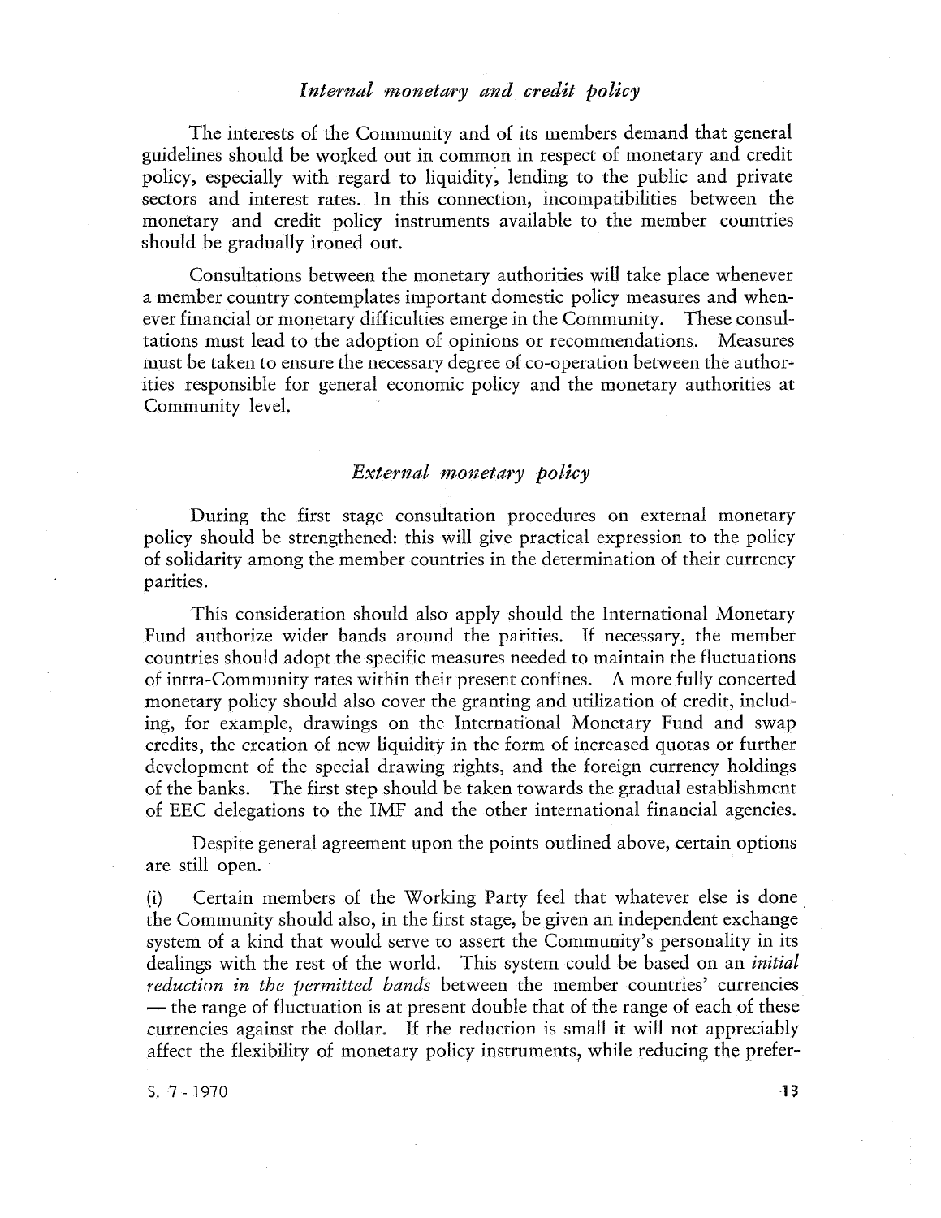### *Internal monetary and credit policy*

The interests of the Community and of its members demand that general guidelines should be worked out in common in respect of monetary and credit policy, especially with regard to liquidity, lending to the public and private sectors and interest rates. In this connection, incompatibilities between the monetary and credit policy instruments available to the member countries should be gradually ironed out.

Consultations between the monetary authorities will take place whenever a member country contemplates important domestic policy measures and whenever financial or monetary difficulties emerge in the Community. These consultations must lead to the adoption of opinions or recommendations. Measures must be taken to ensure the necessary degree of co-operation between the authorities responsible for general economic policy and the monetary authorities at Community level.

### *External monetary policy*

During the first stage consultation procedures on external monetary policy should be strengthened: this will give practical expression to the policy of solidarity among the member countries in the determination of their currency parities.

This consideration should also apply should the International Monetary Fund authorize wider bands around the parities. If necessary, the member countries should adopt the specific measures needed to maintain the fluctuations of intra-Community rates within their present confines. A more fully concerted monetary policy should also cover the granting and utilization of credit, including, for example, drawings on the International Monetary Fund and swap credits, the creation of new liquidity in the form of increased quotas or further development of the special drawing rights, and the foreign currency holdings of the banks. The first step should be taken towards the gradual establishment of EEC delegations to the IMF and the other international financial agencies.

Despite general agreement upon the points outlined above, certain options are still open.

(i) Certain members of the Working Party feel that whatever else is done the Community should also, in the first stage, be given an independent exchange system of a kind that would serve to assert the Community's personality in its dealings with the rest of the world. This system could be based on an *initial reduction in the permitted bands* between the member countries' currencies — the range of fluctuation is at present double that of the range of each of these currencies against the dollar. If the reduction is small it will not appreciably affect the flexibility of monetary policy instruments, while reducing the prefer-